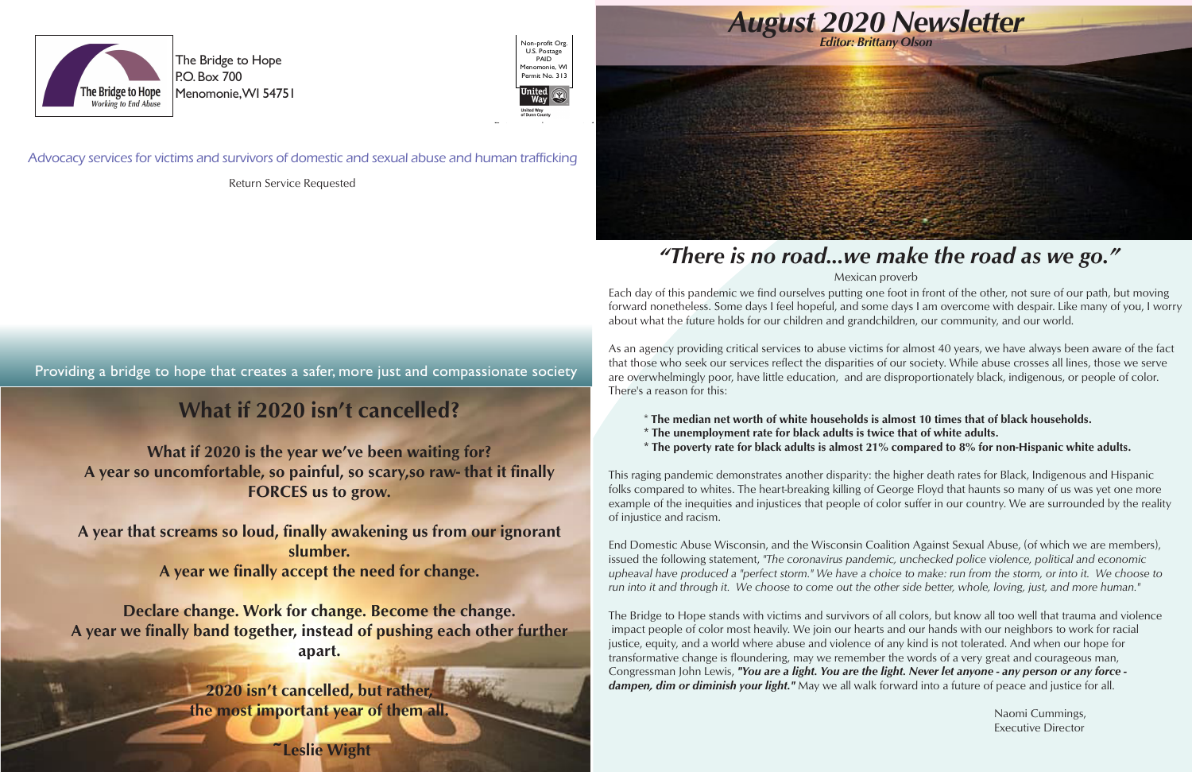The Bridge to Hope
Working to End Abuse

The Bridge to Hope
P.O. Box 700
Menomonie, WI 54751

Non-profit Org.
U.S. Postage
PAID
Menomonie, WI
Permit No. 313

United Way of Dunn County

*Advocacy services for victims and survivors of domestic and sexual abuse and human trafficking*

Return Service Requested

Providing a bridge to hope that creates a safer, more just and compassionate society

## What if 2020 isn't cancelled?

**What if 2020 is the year we've been waiting for?**
**A year so uncomfortable, so painful, so scary,so raw- that it finally FORCES us to grow.**

**A year that screams so loud, finally awakening us from our ignorant slumber.**
**A year we finally accept the need for change.**

**Declare change. Work for change. Become the change.**
**A year we finally band together, instead of pushing each other further apart.**

**2020 isn't cancelled, but rather, the most important year of them all.**

**~Leslie Wight**

# *August 2020 Newsletter*

***Editor: Brittany Olson***

## *"There is no road...we make the road as we go."*

Mexican proverb

Each day of this pandemic we find ourselves putting one foot in front of the other, not sure of our path, but moving forward nonetheless. Some days I feel hopeful, and some days I am overcome with despair. Like many of you, I worry about what the future holds for our children and grandchildren, our community, and our world.

As an agency providing critical services to abuse victims for almost 40 years, we have always been aware of the fact that those who seek our services reflect the disparities of our society. While abuse crosses all lines, those we serve are overwhelmingly poor, have little education, and are disproportionately black, indigenous, or people of color. There's a reason for this:

* **The median net worth of white households is almost 10 times that of black households.**
* **The unemployment rate for black adults is twice that of white adults.**
* **The poverty rate for black adults is almost 21% compared to 8% for non-Hispanic white adults.**

This raging pandemic demonstrates another disparity: the higher death rates for Black, Indigenous and Hispanic folks compared to whites. The heart-breaking killing of George Floyd that haunts so many of us was yet one more example of the inequities and injustices that people of color suffer in our country. We are surrounded by the reality of injustice and racism.

End Domestic Abuse Wisconsin, and the Wisconsin Coalition Against Sexual Abuse, (of which we are members), issued the following statement, *"The coronavirus pandemic, unchecked police violence, political and economic upheaval have produced a "perfect storm." We have a choice to make: run from the storm, or into it. We choose to run into it and through it. We choose to come out the other side better, whole, loving, just, and more human."*

The Bridge to Hope stands with victims and survivors of all colors, but know all too well that trauma and violence impact people of color most heavily. We join our hearts and our hands with our neighbors to work for racial justice, equity, and a world where abuse and violence of any kind is not tolerated. And when our hope for transformative change is floundering, may we remember the words of a very great and courageous man, Congressman John Lewis, ***"You are a light. You are the light. Never let anyone - any person or any force - dampen, dim or diminish your light."*** May we all walk forward into a future of peace and justice for all.

Naomi Cummings,
Executive Director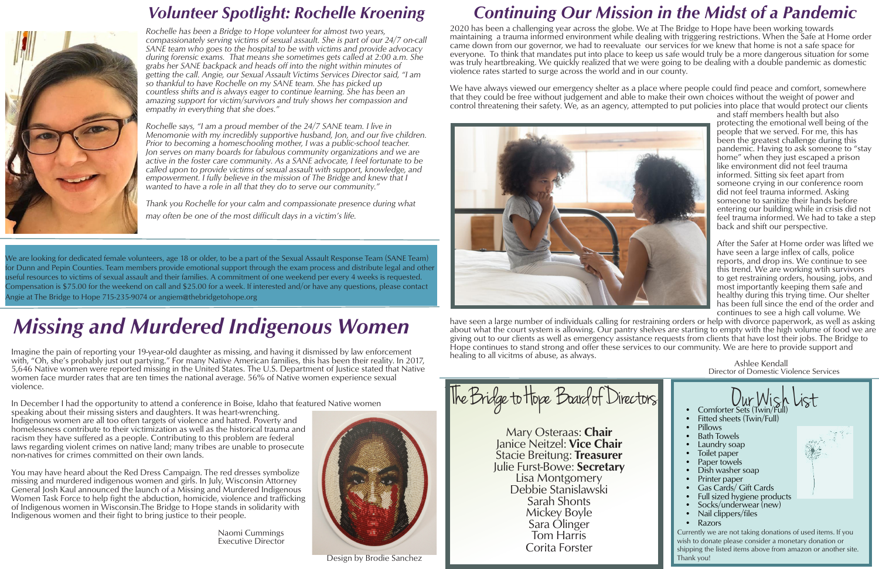## Volunteer Spotlight: Rochelle Kroening

*Rochelle has been a Bridge to Hope volunteer for almost two years, compassionately serving victims of sexual assault. She is part of our 24/7 on-call SANE team who goes to the hospital to be with victims and provide advocacy during forensic exams. That means she sometimes gets called at 2:00 a.m. She grabs her SANE backpack and heads off into the night within minutes of getting the call. Angie, our Sexual Assault Victims Services Director said, "I am so thankful to have Rochelle on my SANE team. She has picked up countless shifts and is always eager to continue learning. She has been an amazing support for victim/survivors and truly shows her compassion and empathy in everything that she does."*

*Rochelle says, "I am a proud member of the 24/7 SANE team. I live in Menomonie with my incredibly supportive husband, Jon, and our five children. Prior to becoming a homeschooling mother, I was a public-school teacher. Jon serves on many boards for fabulous community organizations and we are active in the foster care community. As a SANE advocate, I feel fortunate to be called upon to provide victims of sexual assault with support, knowledge, and empowerment. I fully believe in the mission of The Bridge and knew that I wanted to have a role in all that they do to serve our community."*

*Thank you Rochelle for your calm and compassionate presence during what may often be one of the most difficult days in a victim's life.*

We are looking for dedicated female volunteers, age 18 or older, to be a part of the Sexual Assault Response Team (SANE Team) for Dunn and Pepin Counties. Team members provide emotional support through the exam process and distribute legal and other useful resources to victims of sexual assault and their families. A commitment of one weekend per every 4 weeks is requested. Compensation is $75.00 for the weekend on call and $25.00 for a week. If interested and/or have any questions, please contact Angie at The Bridge to Hope 715-235-9074 or angiem@thebridgetohope.org

# Missing and Murdered Indigenous Women

Imagine the pain of reporting your 19-year-old daughter as missing, and having it dismissed by law enforcement with, "Oh, she's probably just out partying." For many Native American families, this has been their reality. In 2017, 5,646 Native women were reported missing in the United States. The U.S. Department of Justice stated that Native women face murder rates that are ten times the national average. 56% of Native women experience sexual violence.

In December I had the opportunity to attend a conference in Boise, Idaho that featured Native women speaking about their missing sisters and daughters. It was heart-wrenching. Indigenous women are all too often targets of violence and hatred. Poverty and homelessness contribute to their victimization as well as the historical trauma and racism they have suffered as a people. Contributing to this problem are federal laws regarding violent crimes on native land; many tribes are unable to prosecute non-natives for crimes committed on their own lands.

You may have heard about the Red Dress Campaign. The red dresses symbolize missing and murdered indigenous women and girls. In July, Wisconsin Attorney General Josh Kaul announced the launch of a Missing and Murdered Indigenous Women Task Force to help fight the abduction, homicide, violence and trafficking of Indigenous women in Wisconsin.The Bridge to Hope stands in solidarity with Indigenous women and their fight to bring justice to their people.

Naomi Cummings
Executive Director

Design by Brodie Sanchez

## Continuing Our Mission in the Midst of a Pandemic

2020 has been a challenging year across the globe. We at The Bridge to Hope have been working towards maintaining a trauma informed environment while dealing with triggering restrictions. When the Safe at Home order came down from our governor, we had to reevaluate our services for we knew that home is not a safe space for everyone. To think that mandates put into place to keep us safe would truly be a more dangerous situation for some was truly heartbreaking. We quickly realized that we were going to be dealing with a double pandemic as domestic violence rates started to surge across the world and in our county.

We have always viewed our emergency shelter as a place where people could find peace and comfort, somewhere that they could be free without judgement and able to make their own choices without the weight of power and control threatening their safety. We, as an agency, attempted to put policies into place that would protect our clients and staff members health but also protecting the emotional well being of the people that we served. For me, this has been the greatest challenge during this pandemic. Having to ask someone to "stay home" when they just escaped a prison like environment did not feel trauma informed. Sitting six feet apart from someone crying in our conference room did not feel trauma informed. Asking someone to sanitize their hands before entering our building while in crisis did not feel trauma informed. We had to take a step back and shift our perspective.

After the Safer at Home order was lifted we have seen a large inflex of calls, police reports, and drop ins. We continue to see this trend. We are working wtih survivors to get restraining orders, housing, jobs, and most importantly keeping them safe and healthy during this trying time. Our shelter has been full since the end of the order and continues to see a high call volume. We have seen a large number of individuals calling for restraining orders or help with divorce paperwork, as well as asking about what the court system is allowing. Our pantry shelves are starting to empty with the high volume of food we are giving out to our clients as well as emergency assistance requests from clients that have lost their jobs. The Bridge to Hope continues to stand strong and offer these services to our community. We are here to provide support and healing to all vicitms of abuse, as always.

Ashlee Kendall
Director of Domestic Violence Services

## The Bridge to Hope Board of Directors

Mary Osteraas: **Chair**
Janice Neitzel: **Vice Chair**
Stacie Breitung: **Treasurer**
Julie Furst-Bowe: **Secretary**
Lisa Montgomery
Debbie Stanislawski
Sarah Shonts
Mickey Boyle
Sara Olinger
Tom Harris
Corita Forster

## Our Wish List

- Comforter Sets (Twin/Full)
- Fitted sheets (Twin/Full)
- Pillows
- Bath Towels
- Laundry soap
- Toilet paper
- Paper towels
- Dish washer soap
- Printer paper
- Gas Cards/ Gift Cards
- Full sized hygiene products
- Socks/underwear (new)
- Nail clippers/files
- Razors

Currently we are not taking donations of used items. If you wish to donate please consider a monetary donation or shipping the listed items above from amazon or another site. Thank you!